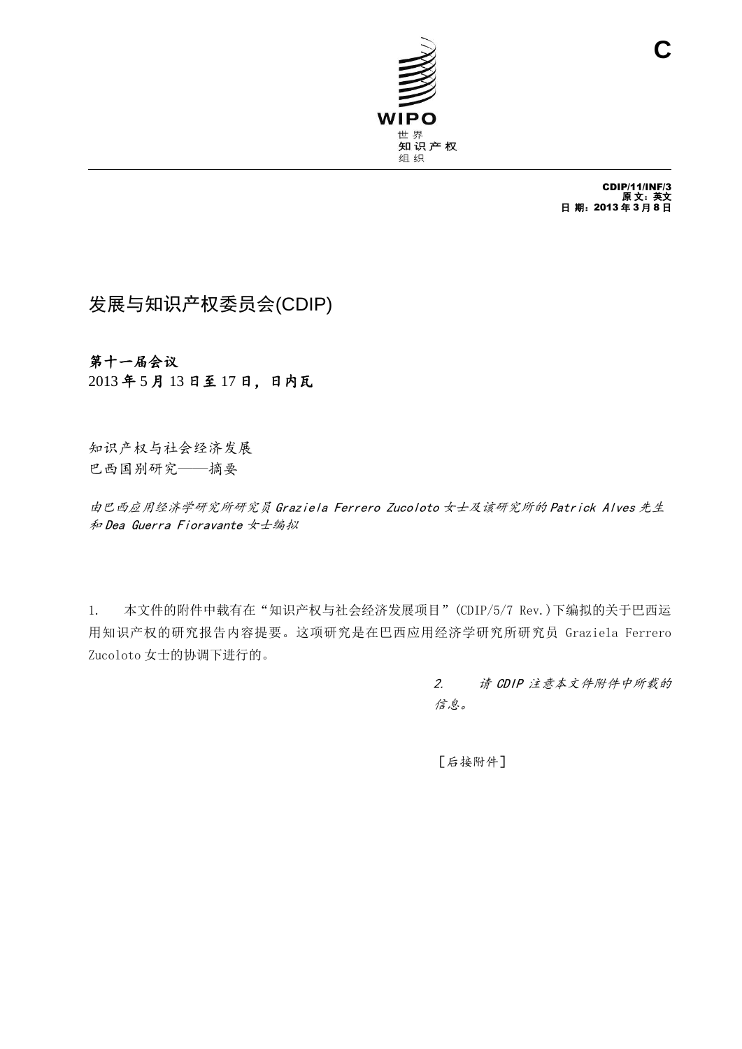C

世界
知识产权
组织

CDIP/11/INF/3
原文：英文
日期：2013年3月8日

# 发展与知识产权委员会(CDIP)

**第十一届会议**
**2013年5月13日至17日，日内瓦**

知识产权与社会经济发展
巴西国别研究——摘要

*由巴西应用经济学研究所研究员Graziela Ferrero Zucoloto女士及该研究所的Patrick Alves先生和Dea Guerra Fioravante女士编拟*

1. 本文件的附件中载有在“知识产权与社会经济发展项目”(CDIP/5/7 Rev.)下编拟的关于巴西运用知识产权的研究报告内容提要。这项研究是在巴西应用经济学研究所研究员 Graziela Ferrero Zucoloto女士的协调下进行的。

*2. 请CDIP注意本文件附件中所载的信息。*

[后接附件]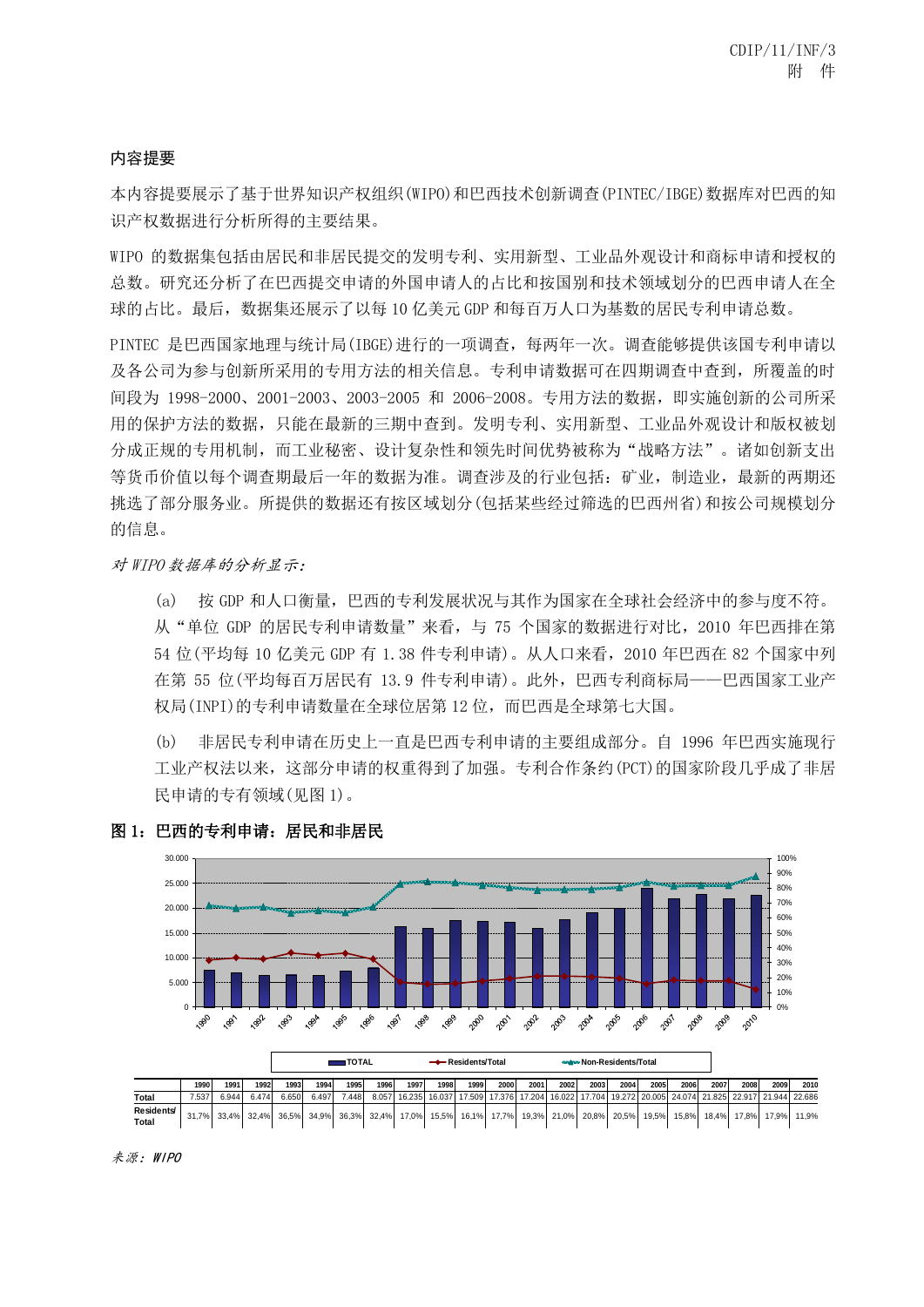## 内容提要

本内容提要展示了基于世界知识产权组织(WIPO)和巴西技术创新调查(PINTEC/IBGE)数据库对巴西的知识产权数据进行分析所得的主要结果。

WIPO 的数据集包括由居民和非居民提交的发明专利、实用新型、工业品外观设计和商标申请和授权的总数。研究还分析了在巴西提交申请的外国申请人的占比和按国别和技术领域划分的巴西申请人在全球的占比。最后，数据集还展示了以每 10 亿美元 GDP 和每百万人口为基数的居民专利申请总数。

PINTEC 是巴西国家地理与统计局(IBGE)进行的一项调查，每两年一次。调查能够提供该国专利申请以及各公司为参与创新所采用的专用方法的相关信息。专利申请数据可在四期调查中查到，所覆盖的时间段为 1998-2000、2001-2003、2003-2005 和 2006-2008。专用方法的数据，即实施创新的公司所采用的保护方法的数据，只能在最新的三期中查到。发明专利、实用新型、工业品外观设计和版权被划分成正规的专用机制，而工业秘密、设计复杂性和领先时间优势被称为“战略方法”。诸如创新支出等货币价值以每个调查期最后一年的数据为准。调查涉及的行业包括：矿业，制造业，最新的两期还挑选了部分服务业。所提供的数据还有按区域划分(包括某些经过筛选的巴西州省)和按公司规模划分的信息。

*对 WIPO 数据库的分析显示:*

(a) 按 GDP 和人口衡量，巴西的专利发展状况与其作为国家在全球社会经济中的参与度不符。从“单位 GDP 的居民专利申请数量”来看，与 75 个国家的数据进行对比，2010 年巴西排在第 54 位(平均每 10 亿美元 GDP 有 1.38 件专利申请)。从人口来看，2010 年巴西在 82 个国家中列在第 55 位(平均每百万居民有 13.9 件专利申请)。此外，巴西专利商标局——巴西国家工业产权局(INPI)的专利申请数量在全球位居第 12 位，而巴西是全球第七大国。

(b) 非居民专利申请在历史上一直是巴西专利申请的主要组成部分。自 1996 年巴西实施现行工业产权法以来，这部分申请的权重得到了加强。专利合作条约(PCT)的国家阶段几乎成了非居民申请的专有领域(见图 1)。

**图 1：巴西的专利申请：居民和非居民**

TOTAL　Residents/Total　Non-Residents/Total

| | 1990 | 1991 | 1992 | 1993 | 1994 | 1995 | 1996 | 1997 | 1998 | 1999 | 2000 | 2001 | 2002 | 2003 | 2004 | 2005 | 2006 | 2007 | 2008 | 2009 | 2010 |
|---|---|---|---|---|---|---|---|---|---|---|---|---|---|---|---|---|---|---|---|---|---|
| Total | 7.537 | 6.944 | 6.474 | 6.650 | 6.497 | 7.448 | 8.057 | 16.235 | 16.037 | 17.509 | 17.376 | 17.204 | 16.022 | 17.704 | 19.272 | 20.005 | 24.074 | 21.825 | 22.917 | 21.944 | 22.686 |
| Residents/ Total | 31,7% | 33,4% | 32,4% | 36,5% | 34,9% | 36,3% | 32,4% | 17,0% | 15,5% | 16,1% | 17,7% | 19,3% | 21,0% | 20,8% | 20,5% | 19,5% | 15,8% | 18,4% | 17,8% | 17,9% | 11,9% |

*来源：WIPO*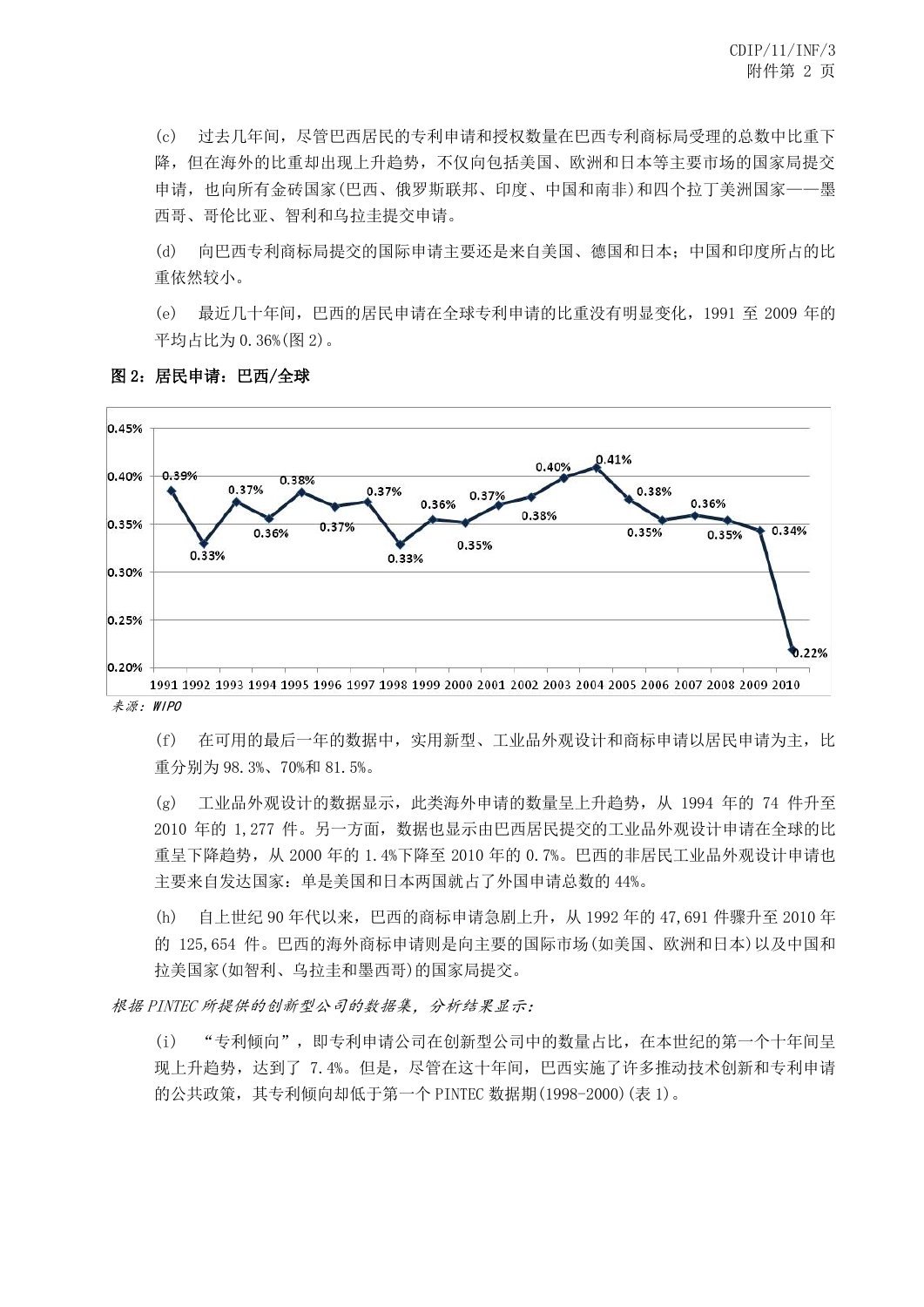(c) 过去几年间，尽管巴西居民的专利申请和授权数量在巴西专利商标局受理的总数中比重下降，但在海外的比重却出现上升趋势，不仅向包括美国、欧洲和日本等主要市场的国家局提交申请，也向所有金砖国家(巴西、俄罗斯联邦、印度、中国和南非)和四个拉丁美洲国家——墨西哥、哥伦比亚、智利和乌拉圭提交申请。

(d) 向巴西专利商标局提交的国际申请主要还是来自美国、德国和日本；中国和印度所占的比重依然较小。

(e) 最近几十年间，巴西的居民申请在全球专利申请的比重没有明显变化，1991 至 2009 年的平均占比为 0.36%(图 2)。

**图 2：居民申请：巴西/全球**

| 年份 | 1991 | 1992 | 1993 | 1994 | 1995 | 1996 | 1997 | 1998 | 1999 | 2000 | 2001 | 2002 | 2003 | 2004 | 2005 | 2006 | 2007 | 2008 | 2009 | 2010 |
|---|---|---|---|---|---|---|---|---|---|---|---|---|---|---|---|---|---|---|---|---|
| 比重 | 0.39% | 0.33% | 0.37% | 0.36% | 0.38% | 0.37% | 0.37% | 0.33% | 0.36% | 0.35% | 0.37% | 0.38% | 0.40% | 0.41% | 0.38% | 0.35% | 0.36% | 0.35% | 0.34% | 0.22% |

*来源：WIPO*

(f) 在可用的最后一年的数据中，实用新型、工业品外观设计和商标申请以居民申请为主，比重分别为 98.3%、70%和 81.5%。

(g) 工业品外观设计的数据显示，此类海外申请的数量呈上升趋势，从 1994 年的 74 件升至 2010 年的 1,277 件。另一方面，数据也显示由巴西居民提交的工业品外观设计申请在全球的比重呈下降趋势，从 2000 年的 1.4%下降至 2010 年的 0.7%。巴西的非居民工业品外观设计申请也主要来自发达国家：单是美国和日本两国就占了外国申请总数的 44%。

(h) 自上世纪 90 年代以来，巴西的商标申请急剧上升，从 1992 年的 47,691 件骤升至 2010 年的 125,654 件。巴西的海外商标申请则是向主要的国际市场(如美国、欧洲和日本)以及中国和拉美国家(如智利、乌拉圭和墨西哥)的国家局提交。

*根据 PINTEC 所提供的创新型公司的数据集，分析结果显示：*

(i) “专利倾向”，即专利申请公司在创新型公司中的数量占比，在本世纪的第一个十年间呈现上升趋势，达到了 7.4%。但是，尽管在这十年间，巴西实施了许多推动技术创新和专利申请的公共政策，其专利倾向却低于第一个 PINTEC 数据期(1998-2000)(表 1)。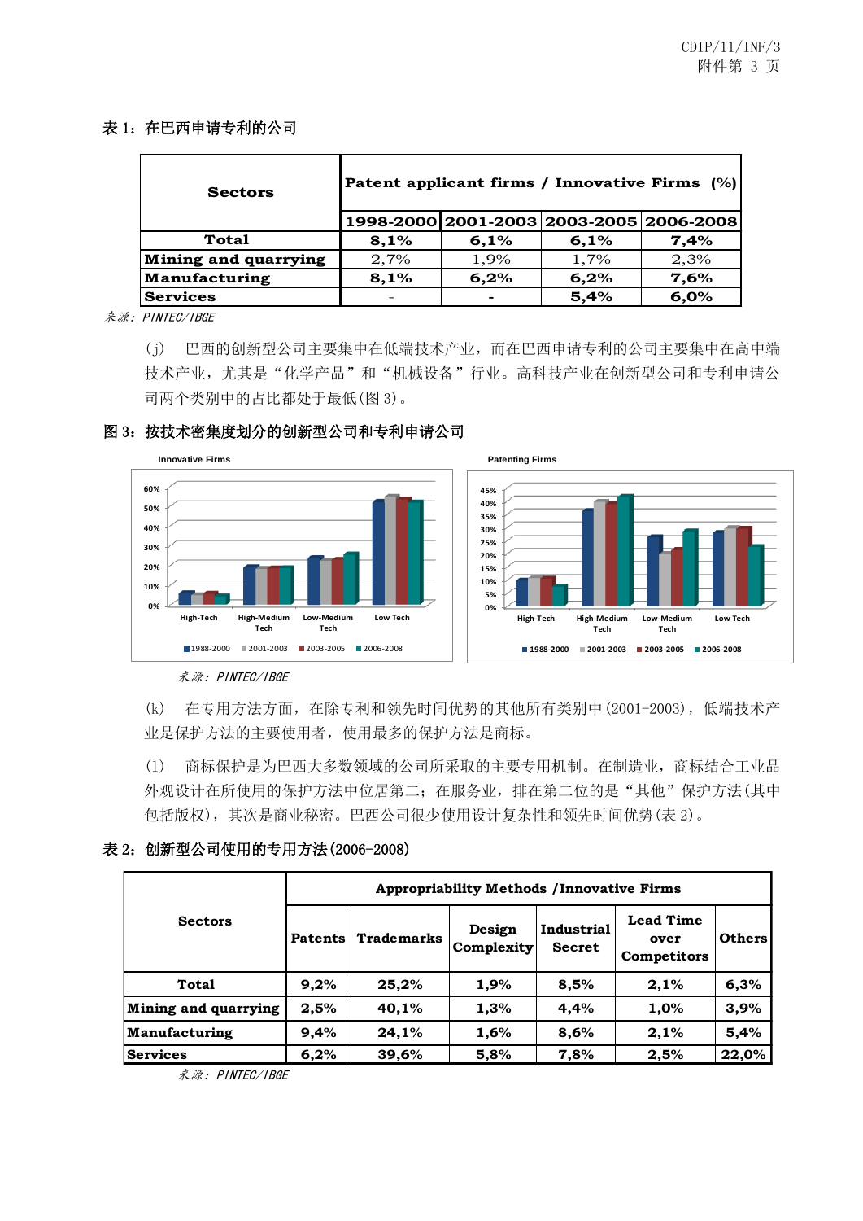**表 1：在巴西申请专利的公司**

| Sectors | Patent applicant firms / Innovative Firms (%) | | | |
|---|---|---|---|---|
| | 1998-2000 | 2001-2003 | 2003-2005 | 2006-2008 |
| **Total** | **8,1%** | **6,1%** | **6,1%** | **7,4%** |
| **Mining and quarrying** | 2,7% | 1,9% | 1,7% | 2,3% |
| **Manufacturing** | **8,1%** | **6,2%** | **6,2%** | **7,6%** |
| **Services** | - | - | **5,4%** | **6,0%** |

*来源：PINTEC/IBGE*

(j) 巴西的创新型公司主要集中在低端技术产业，而在巴西申请专利的公司主要集中在高中端技术产业，尤其是"化学产品"和"机械设备"行业。高科技产业在创新型公司和专利申请公司两个类别中的占比都处于最低(图 3)。

**图 3：按技术密集度划分的创新型公司和专利申请公司**

*来源：PINTEC/IBGE*

(k) 在专用方法方面，在除专利和领先时间优势的其他所有类别中(2001-2003)，低端技术产业是保护方法的主要使用者，使用最多的保护方法是商标。

(l) 商标保护是为巴西大多数领域的公司所采取的主要专用机制。在制造业，商标结合工业品外观设计在所使用的保护方法中位居第二；在服务业，排在第二位的是"其他"保护方法(其中包括版权)，其次是商业秘密。巴西公司很少使用设计复杂性和领先时间优势(表 2)。

**表 2：创新型公司使用的专用方法(2006-2008)**

| Sectors | Appropriability Methods / Innovative Firms | | | | | |
|---|---|---|---|---|---|---|
| | Patents | Trademarks | Design Complexity | Industrial Secret | Lead Time over Competitors | Others |
| **Total** | **9,2%** | **25,2%** | **1,9%** | **8,5%** | **2,1%** | **6,3%** |
| **Mining and quarrying** | **2,5%** | **40,1%** | **1,3%** | **4,4%** | **1,0%** | **3,9%** |
| **Manufacturing** | **9,4%** | **24,1%** | **1,6%** | **8,6%** | **2,1%** | **5,4%** |
| **Services** | **6,2%** | **39,6%** | **5,8%** | **7,8%** | **2,5%** | **22,0%** |

*来源：PINTEC/IBGE*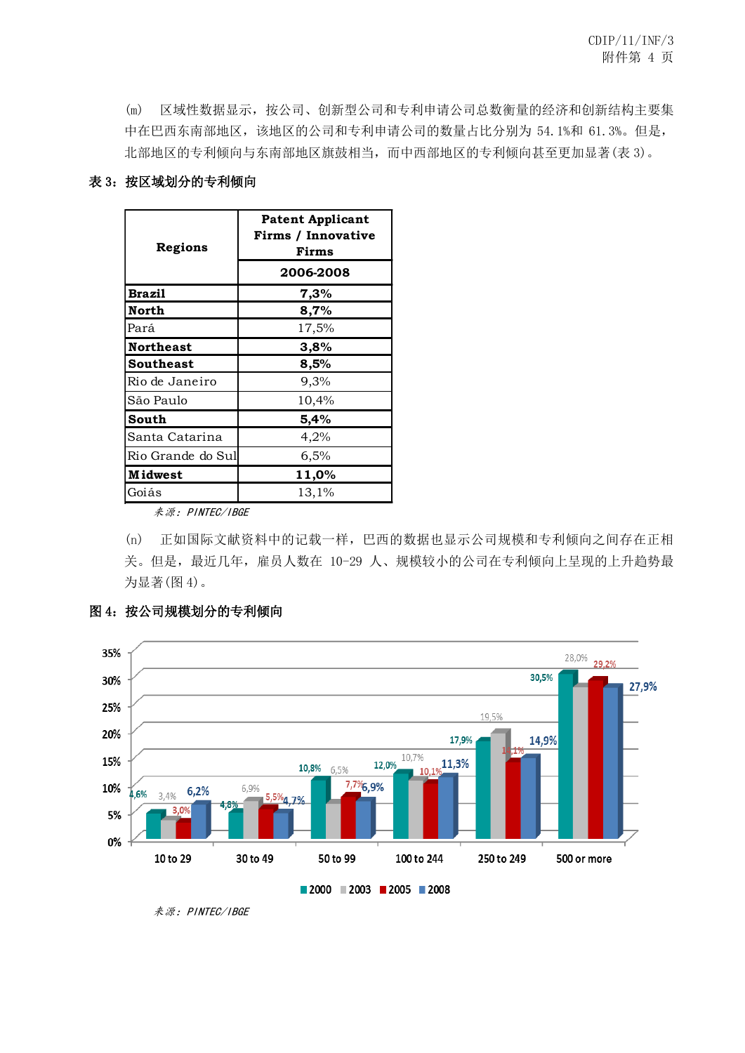(m) 区域性数据显示，按公司、创新型公司和专利申请公司总数衡量的经济和创新结构主要集中在巴西东南部地区，该地区的公司和专利申请公司的数量占比分别为 54.1%和 61.3%。但是，北部地区的专利倾向与东南部地区旗鼓相当，而中西部地区的专利倾向甚至更加显著(表 3)。

**表 3：按区域划分的专利倾向**

| Regions | Patent Applicant Firms / Innovative Firms |
|---|---|
| | 2006-2008 |
| **Brazil** | **7,3%** |
| **North** | **8,7%** |
| Pará | 17,5% |
| **Northeast** | **3,8%** |
| **Southeast** | **8,5%** |
| Rio de Janeiro | 9,3% |
| São Paulo | 10,4% |
| **South** | **5,4%** |
| Santa Catarina | 4,2% |
| Rio Grande do Sul | 6,5% |
| **Midwest** | **11,0%** |
| Goiás | 13,1% |

*来源：PINTEC/IBGE*

(n) 正如国际文献资料中的记载一样，巴西的数据也显示公司规模和专利倾向之间存在正相关。但是，最近几年，雇员人数在 10-29 人、规模较小的公司在专利倾向上呈现的上升趋势最为显著(图 4)。

**图 4：按公司规模划分的专利倾向**

| | 2000 | 2003 | 2005 | 2008 |
|---|---|---|---|---|
| 10 to 29 | 4,6% | 3,4% | 3,0% | 6,2% |
| 30 to 49 | 4,8% | 6,9% | 5,5% | 4,7% |
| 50 to 99 | 10,8% | 6,5% | 7,7% | 6,9% |
| 100 to 244 | 12,0% | 10,7% | 10,1% | 11,3% |
| 250 to 249 | 17,9% | 19,5% | 14,1% | 14,9% |
| 500 or more | 30,5% | 28,0% | 29,2% | 27,9% |

*来源：PINTEC/IBGE*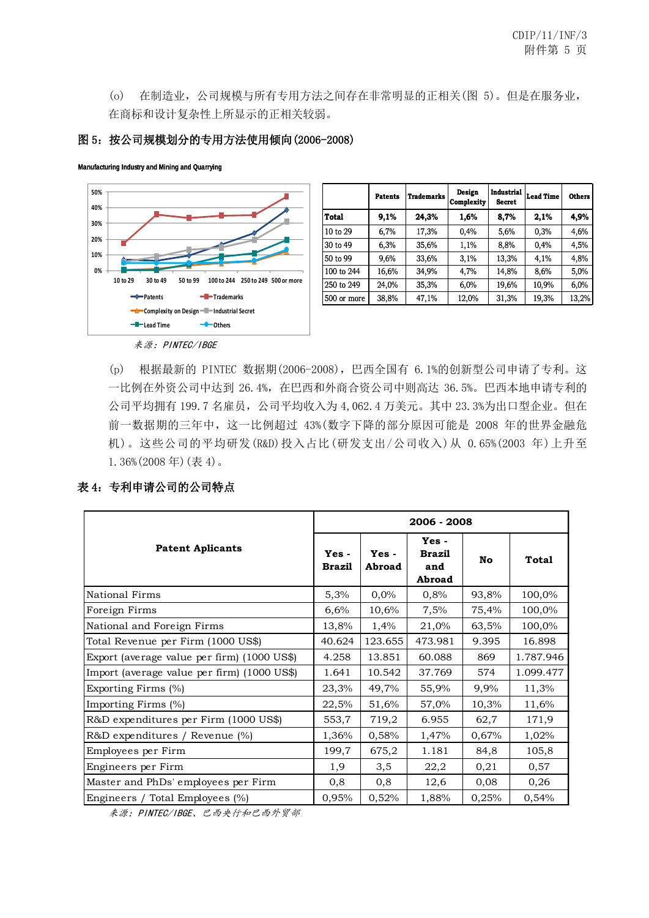(o) 在制造业，公司规模与所有专用方法之间存在非常明显的正相关(图 5)。但是在服务业，在商标和设计复杂性上所显示的正相关较弱。

**图 5：按公司规模划分的专用方法使用倾向(2006-2008)**

Manufacturing Industry and Mining and Quarrying

| | Patents | Trademarks | Design Complexity | Industrial Secret | Lead Time | Others |
|---|---|---|---|---|---|---|
| **Total** | **9,1%** | **24,3%** | **1,6%** | **8,7%** | **2,1%** | **4,9%** |
| 10 to 29 | 6,7% | 17,3% | 0,4% | 5,6% | 0,3% | 4,6% |
| 30 to 49 | 6,3% | 35,6% | 1,1% | 8,8% | 0,4% | 4,5% |
| 50 to 99 | 9,6% | 33,6% | 3,1% | 13,3% | 4,1% | 4,8% |
| 100 to 244 | 16,6% | 34,9% | 4,7% | 14,8% | 8,6% | 5,0% |
| 250 to 249 | 24,0% | 35,3% | 6,0% | 19,6% | 10,9% | 6,0% |
| 500 or more | 38,8% | 47,1% | 12,0% | 31,3% | 19,3% | 13,2% |

*来源：PINTEC/IBGE*

(p) 根据最新的 PINTEC 数据期(2006-2008)，巴西全国有 6.1%的创新型公司申请了专利。这一比例在外资公司中达到 26.4%，在巴西和外商合资公司中则高达 36.5%。巴西本地申请专利的公司平均拥有 199.7 名雇员，公司平均收入为 4,062.4 万美元。其中 23.3%为出口型企业。但在前一数据期的三年中，这一比例超过 43%(数字下降的部分原因可能是 2008 年的世界金融危机)。这些公司的平均研发(R&D)投入占比(研发支出/公司收入)从 0.65%(2003 年)上升至 1.36%(2008 年)(表 4)。

**表 4：专利申请公司的公司特点**

| Patent Aplicants | 2006 - 2008 | | | | |
|---|---|---|---|---|---|
| | Yes - Brazil | Yes - Abroad | Yes - Brazil and Abroad | No | Total |
| National Firms | 5,3% | 0,0% | 0,8% | 93,8% | 100,0% |
| Foreign Firms | 6,6% | 10,6% | 7,5% | 75,4% | 100,0% |
| National and Foreign Firms | 13,8% | 1,4% | 21,0% | 63,5% | 100,0% |
| Total Revenue per Firm (1000 US$) | 40.624 | 123.655 | 473.981 | 9.395 | 16.898 |
| Export (average value per firm) (1000 US$) | 4.258 | 13.851 | 60.088 | 869 | 1.787.946 |
| Import (average value per firm) (1000 US$) | 1.641 | 10.542 | 37.769 | 574 | 1.099.477 |
| Exporting Firms (%) | 23,3% | 49,7% | 55,9% | 9,9% | 11,3% |
| Importing Firms (%) | 22,5% | 51,6% | 57,0% | 10,3% | 11,6% |
| R&D expenditures per Firm (1000 US$) | 553,7 | 719,2 | 6.955 | 62,7 | 171,9 |
| R&D expenditures / Revenue (%) | 1,36% | 0,58% | 1,47% | 0,67% | 1,02% |
| Employees per Firm | 199,7 | 675,2 | 1.181 | 84,8 | 105,8 |
| Engineers per Firm | 1,9 | 3,5 | 22,2 | 0,21 | 0,57 |
| Master and PhDs' employees per Firm | 0,8 | 0,8 | 12,6 | 0,08 | 0,26 |
| Engineers / Total Employees (%) | 0,95% | 0,52% | 1,88% | 0,25% | 0,54% |

*来源：PINTEC/IBGE、巴西央行和巴西外贸部*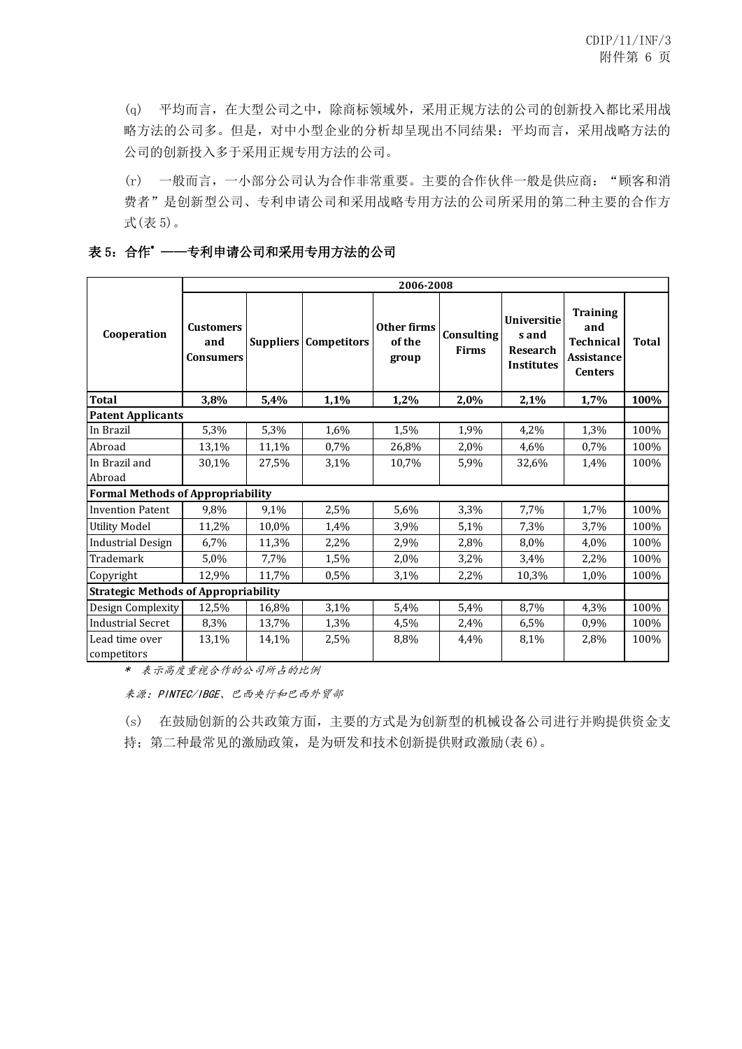(q) 平均而言，在大型公司之中，除商标领域外，采用正规方法的公司的创新投入都比采用战略方法的公司多。但是，对中小型企业的分析却呈现出不同结果：平均而言，采用战略方法的公司的创新投入多于采用正规专用方法的公司。

(r) 一般而言，一小部分公司认为合作非常重要。主要的合作伙伴一般是供应商：“顾客和消费者”是创新型公司、专利申请公司和采用战略专用方法的公司所采用的第二种主要的合作方式(表 5)。

**表 5：合作* ——专利申请公司和采用专用方法的公司**

| Cooperation | 2006-2008 | | | | | | | |
|---|---|---|---|---|---|---|---|---|
| | **Customers and Consumers** | **Suppliers** | **Competitors** | **Other firms of the group** | **Consulting Firms** | **Universities and Research Institutes** | **Training and Technical Assistance Centers** | **Total** |
| **Total** | **3,8%** | **5,4%** | **1,1%** | **1,2%** | **2,0%** | **2,1%** | **1,7%** | **100%** |
| **Patent Applicants** | | | | | | | | |
| In Brazil | 5,3% | 5,3% | 1,6% | 1,5% | 1,9% | 4,2% | 1,3% | 100% |
| Abroad | 13,1% | 11,1% | 0,7% | 26,8% | 2,0% | 4,6% | 0,7% | 100% |
| In Brazil and Abroad | 30,1% | 27,5% | 3,1% | 10,7% | 5,9% | 32,6% | 1,4% | 100% |
| **Formal Methods of Appropriability** | | | | | | | | |
| Invention Patent | 9,8% | 9,1% | 2,5% | 5,6% | 3,3% | 7,7% | 1,7% | 100% |
| Utility Model | 11,2% | 10,0% | 1,4% | 3,9% | 5,1% | 7,3% | 3,7% | 100% |
| Industrial Design | 6,7% | 11,3% | 2,2% | 2,9% | 2,8% | 8,0% | 4,0% | 100% |
| Trademark | 5,0% | 7,7% | 1,5% | 2,0% | 3,2% | 3,4% | 2,2% | 100% |
| Copyright | 12,9% | 11,7% | 0,5% | 3,1% | 2,2% | 10,3% | 1,0% | 100% |
| **Strategic Methods of Appropriability** | | | | | | | | |
| Design Complexity | 12,5% | 16,8% | 3,1% | 5,4% | 5,4% | 8,7% | 4,3% | 100% |
| Industrial Secret | 8,3% | 13,7% | 1,3% | 4,5% | 2,4% | 6,5% | 0,9% | 100% |
| Lead time over competitors | 13,1% | 14,1% | 2,5% | 8,8% | 4,4% | 8,1% | 2,8% | 100% |

*\* 表示高度重视合作的公司所占的比例*

*来源：PINTEC/IBGE、巴西央行和巴西外贸部*

(s) 在鼓励创新的公共政策方面，主要的方式是为创新型的机械设备公司进行并购提供资金支持；第二种最常见的激励政策，是为研发和技术创新提供财政激励(表 6)。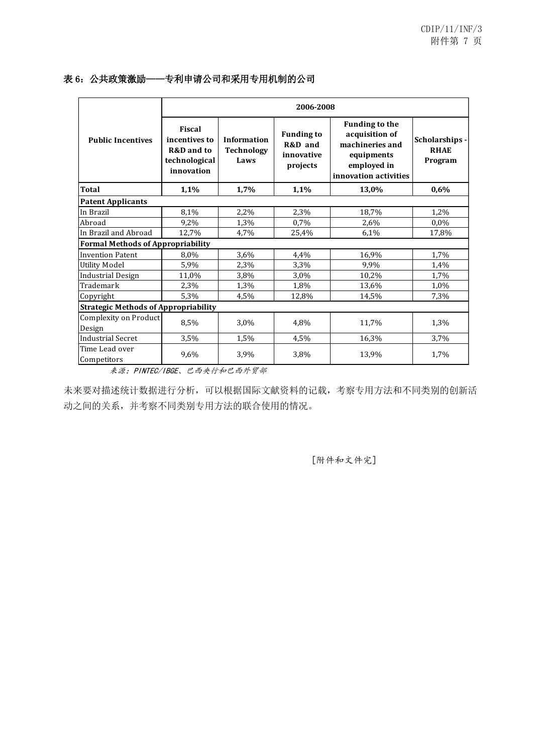表 6：公共政策激励——专利申请公司和采用专用机制的公司

| Public Incentives | 2006-2008 | | | | |
|---|---|---|---|---|---|
| | Fiscal incentives to R&D and to technological innovation | Information Technology Laws | Funding to R&D and innovative projects | Funding to the acquisition of machineries and equipments employed in innovation activities | Scholarships - RHAE Program |
| **Total** | **1,1%** | **1,7%** | **1,1%** | **13,0%** | **0,6%** |
| **Patent Applicants** | | | | | |
| In Brazil | 8,1% | 2,2% | 2,3% | 18,7% | 1,2% |
| Abroad | 9,2% | 1,3% | 0,7% | 2,6% | 0,0% |
| In Brazil and Abroad | 12,7% | 4,7% | 25,4% | 6,1% | 17,8% |
| **Formal Methods of Appropriability** | | | | | |
| Invention Patent | 8,0% | 3,6% | 4,4% | 16,9% | 1,7% |
| Utility Model | 5,9% | 2,3% | 3,3% | 9,9% | 1,4% |
| Industrial Design | 11,0% | 3,8% | 3,0% | 10,2% | 1,7% |
| Trademark | 2,3% | 1,3% | 1,8% | 13,6% | 1,0% |
| Copyright | 5,3% | 4,5% | 12,8% | 14,5% | 7,3% |
| **Strategic Methods of Appropriability** | | | | | |
| Complexity on Product Design | 8,5% | 3,0% | 4,8% | 11,7% | 1,3% |
| Industrial Secret | 3,5% | 1,5% | 4,5% | 16,3% | 3,7% |
| Time Lead over Competitors | 9,6% | 3,9% | 3,8% | 13,9% | 1,7% |

*来源：PINTEC/IBGE、巴西央行和巴西外贸部*

未来要对描述统计数据进行分析，可以根据国际文献资料的记载，考察专用方法和不同类别的创新活动之间的关系，并考察不同类别专用方法的联合使用的情况。

[附件和文件完]